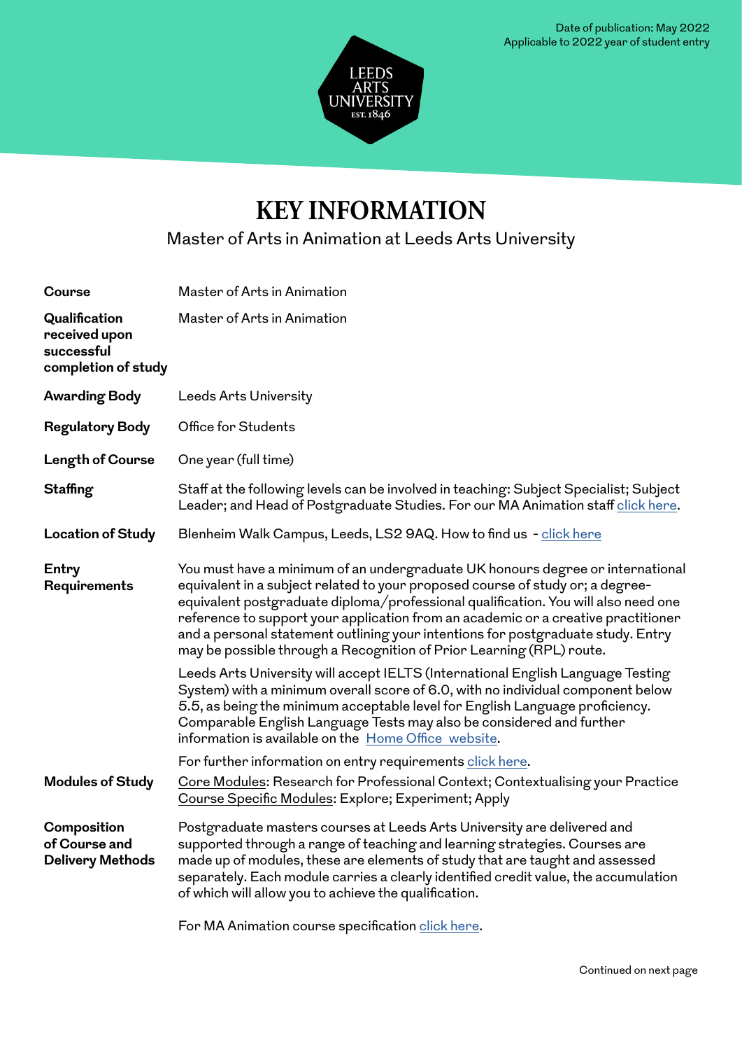Date of publication: May 2022
Applicable to 2022 year of student entry

LEEDS ARTS UNIVERSITY EST. 1846

# KEY INFORMATION

Master of Arts in Animation at Leeds Arts University

| | |
|---|---|
| **Course** | Master of Arts in Animation |
| **Qualification received upon successful completion of study** | Master of Arts in Animation |
| **Awarding Body** | Leeds Arts University |
| **Regulatory Body** | Office for Students |
| **Length of Course** | One year (full time) |
| **Staffing** | Staff at the following levels can be involved in teaching: Subject Specialist; Subject Leader; and Head of Postgraduate Studies. For our MA Animation staff click here. |
| **Location of Study** | Blenheim Walk Campus, Leeds, LS2 9AQ. How to find us - click here |
| **Entry Requirements** | You must have a minimum of an undergraduate UK honours degree or international equivalent in a subject related to your proposed course of study or; a degree-equivalent postgraduate diploma/professional qualification. You will also need one reference to support your application from an academic or a creative practitioner and a personal statement outlining your intentions for postgraduate study. Entry may be possible through a Recognition of Prior Learning (RPL) route.<br><br>Leeds Arts University will accept IELTS (International English Language Testing System) with a minimum overall score of 6.0, with no individual component below 5.5, as being the minimum acceptable level for English Language proficiency. Comparable English Language Tests may also be considered and further information is available on the Home Office website.<br><br>For further information on entry requirements click here. |
| **Modules of Study** | Core Modules: Research for Professional Context; Contextualising your Practice<br>Course Specific Modules: Explore; Experiment; Apply |
| **Composition of Course and Delivery Methods** | Postgraduate masters courses at Leeds Arts University are delivered and supported through a range of teaching and learning strategies. Courses are made up of modules, these are elements of study that are taught and assessed separately. Each module carries a clearly identified credit value, the accumulation of which will allow you to achieve the qualification.<br><br>For MA Animation course specification click here. |

Continued on next page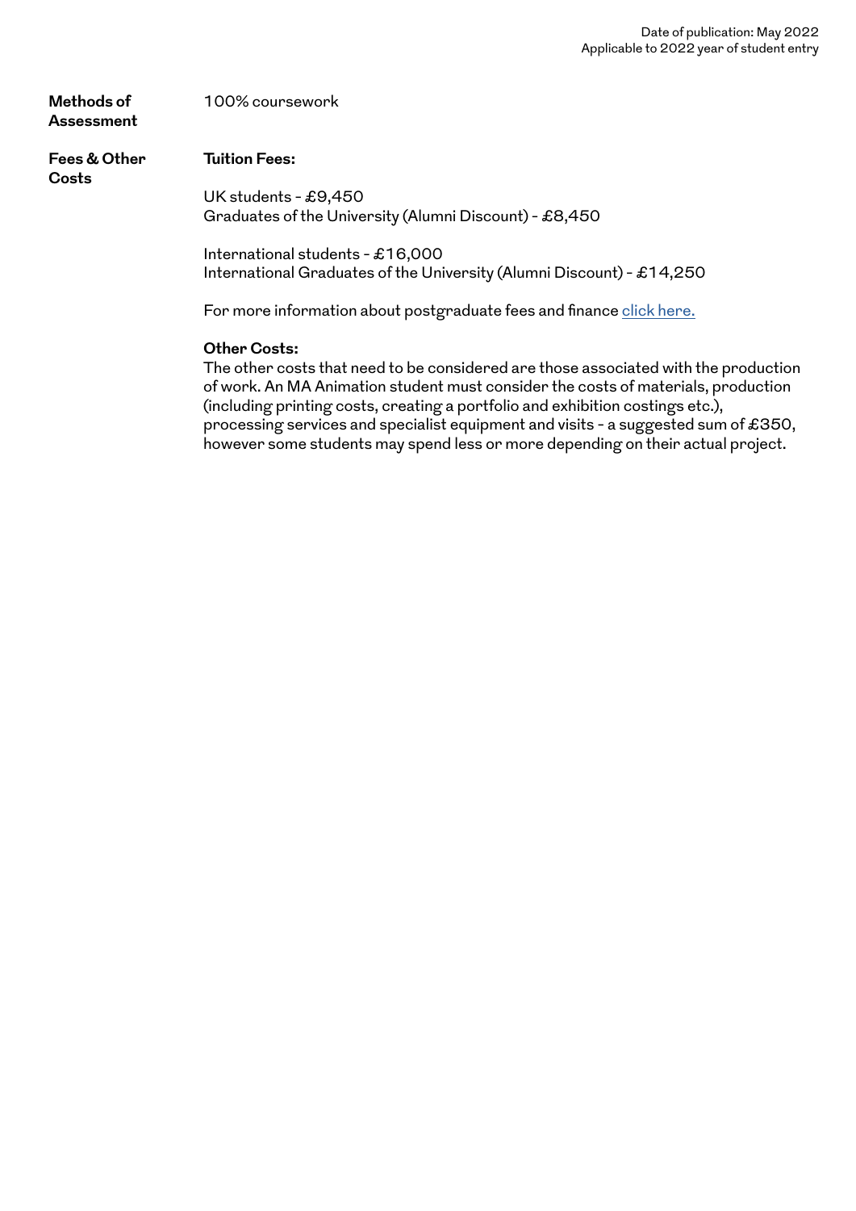| | |
|---|---|
| **Methods of Assessment** | 100% coursework |
| **Fees & Other Costs** | **Tuition Fees:**<br><br>UK students - £9,450<br>Graduates of the University (Alumni Discount) - £8,450<br><br>International students - £16,000<br>International Graduates of the University (Alumni Discount) - £14,250<br><br>For more information about postgraduate fees and finance [click here.]()<br><br>**Other Costs:**<br>The other costs that need to be considered are those associated with the production of work. An MA Animation student must consider the costs of materials, production (including printing costs, creating a portfolio and exhibition costings etc.), processing services and specialist equipment and visits - a suggested sum of £350, however some students may spend less or more depending on their actual project. |